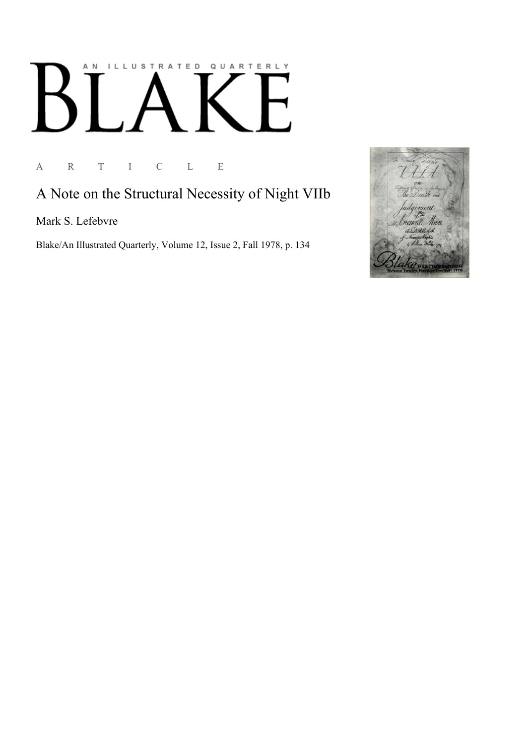# AN ILLUSTRATED QUARTERLY

# BLAKE

A R T I C L E

## A Note on the Structural Necessity of Night VIIb

Mark S. Lefebvre

Blake/An Illustrated Quarterly, Volume 12, Issue 2, Fall 1978, p. 134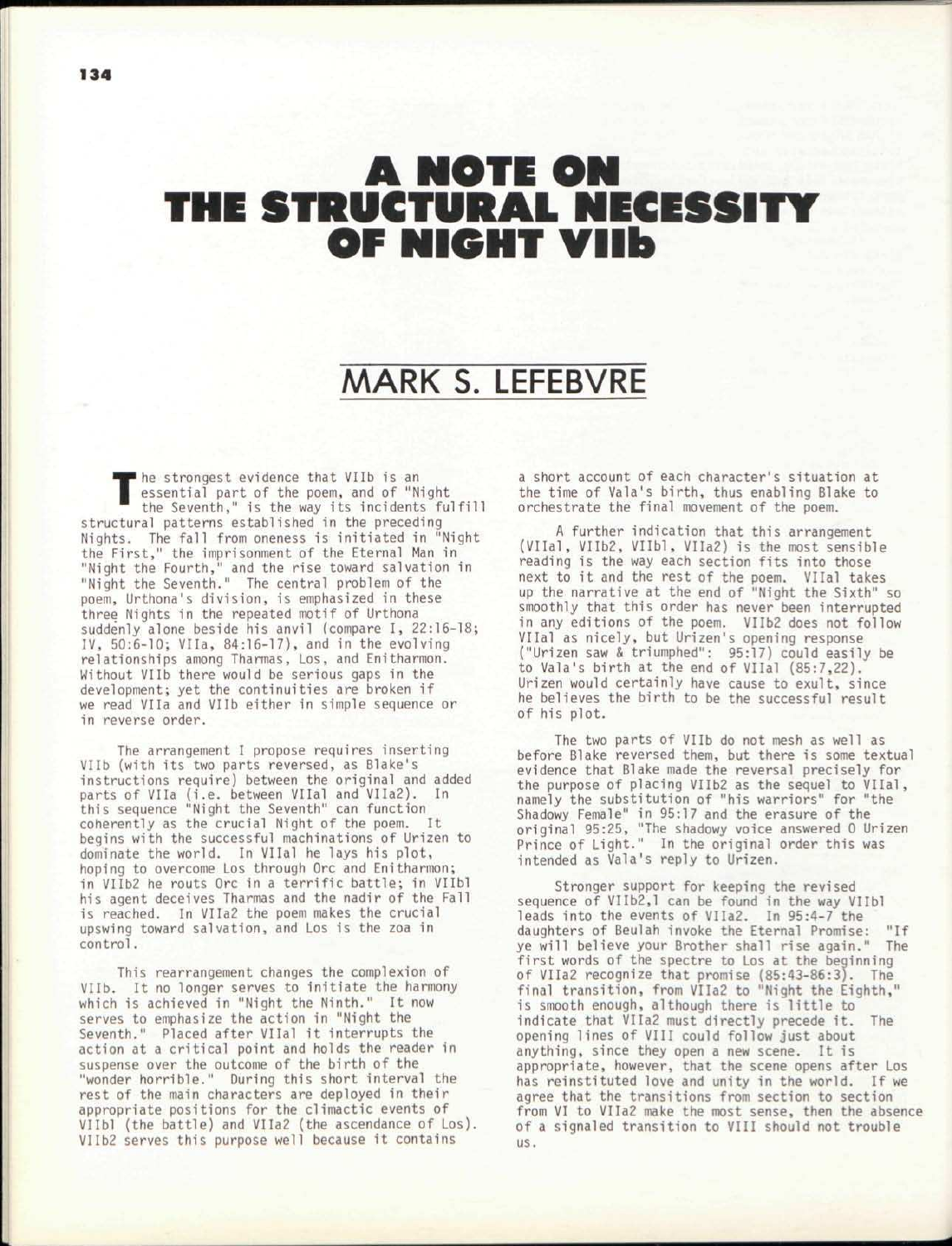# A NOTE ON THE STRUCTURAL NECESSITY OF NIGHT VIIb

## MARK S. LEFEBVRE

The strongest evidence that VIIb is an essential part of the poem, and of "Night the Seventh," is the way its incidents fulfill structural patterns established in the preceding Nights. The fall from oneness is initiated in "Night the First," the imprisonment of the Eternal Man in "Night the Fourth," and the rise toward salvation in "Night the Seventh." The central problem of the poem, Urthona's division, is emphasized in these three Nights in the repeated motif of Urthona suddenly alone beside his anvil (compare I, 22:16-18; IV, 50:6-10; VIIa, 84:16-17), and in the evolving relationships among Tharmas, Los, and Enitharmon. Without VIIb there would be serious gaps in the development; yet the continuities are broken if we read VIIa and VIIb either in simple sequence or in reverse order.

The arrangement I propose requires inserting VIIb (with its two parts reversed, as Blake's instructions require) between the original and added parts of VIIa (i.e. between VIIa1 and VIIa2). In this sequence "Night the Seventh" can function coherently as the crucial Night of the poem. It begins with the successful machinations of Urizen to dominate the world. In VIIa1 he lays his plot, hoping to overcome Los through Orc and Enitharmon; in VIIb2 he routs Orc in a terrific battle; in VIIb1 his agent deceives Tharmas and the nadir of the Fall is reached. In VIIa2 the poem makes the crucial upswing toward salvation, and Los is the zoa in control.

This rearrangement changes the complexion of VIIb. It no longer serves to initiate the harmony which is achieved in "Night the Ninth." It now serves to emphasize the action in "Night the Seventh." Placed after VIIa1 it interrupts the action at a critical point and holds the reader in suspense over the outcome of the birth of the "wonder horrible." During this short interval the rest of the main characters are deployed in their appropriate positions for the climactic events of VIIb1 (the battle) and VIIa2 (the ascendance of Los). VIIb2 serves this purpose well because it contains a short account of each character's situation at the time of Vala's birth, thus enabling Blake to orchestrate the final movement of the poem.

A further indication that this arrangement (VIIa1, VIIb2, VIIb1, VIIa2) is the most sensible reading is the way each section fits into those next to it and the rest of the poem. VIIa1 takes up the narrative at the end of "Night the Sixth" so smoothly that this order has never been interrupted in any editions of the poem. VIIb2 does not follow VIIa1 as nicely, but Urizen's opening response ("Urizen saw & triumphed": 95:17) could easily be to Vala's birth at the end of VIIa1 (85:7,22). Urizen would certainly have cause to exult, since he believes the birth to be the successful result of his plot.

The two parts of VIIb do not mesh as well as before Blake reversed them, but there is some textual evidence that Blake made the reversal precisely for the purpose of placing VIIb2 as the sequel to VIIa1, namely the substitution of "his warriors" for "the Shadowy Female" in 95:17 and the erasure of the original 95:25, "The shadowy voice answered O Urizen Prince of Light." In the original order this was intended as Vala's reply to Urizen.

Stronger support for keeping the revised sequence of VIIb2,1 can be found in the way VIIb1 leads into the events of VIIa2. In 95:4-7 the daughters of Beulah invoke the Eternal Promise: "If ye will believe your Brother shall rise again." The first words of the spectre to Los at the beginning of VIIa2 recognize that promise (85:43-86:3). The final transition, from VIIa2 to "Night the Eighth," is smooth enough, although there is little to indicate that VIIa2 must directly precede it. The opening lines of VIII could follow just about anything, since they open a new scene. It is appropriate, however, that the scene opens after Los has reinstituted love and unity in the world. If we agree that the transitions from section to section from VI to VIIa2 make the most sense, then the absence of a signaled transition to VIII should not trouble us.